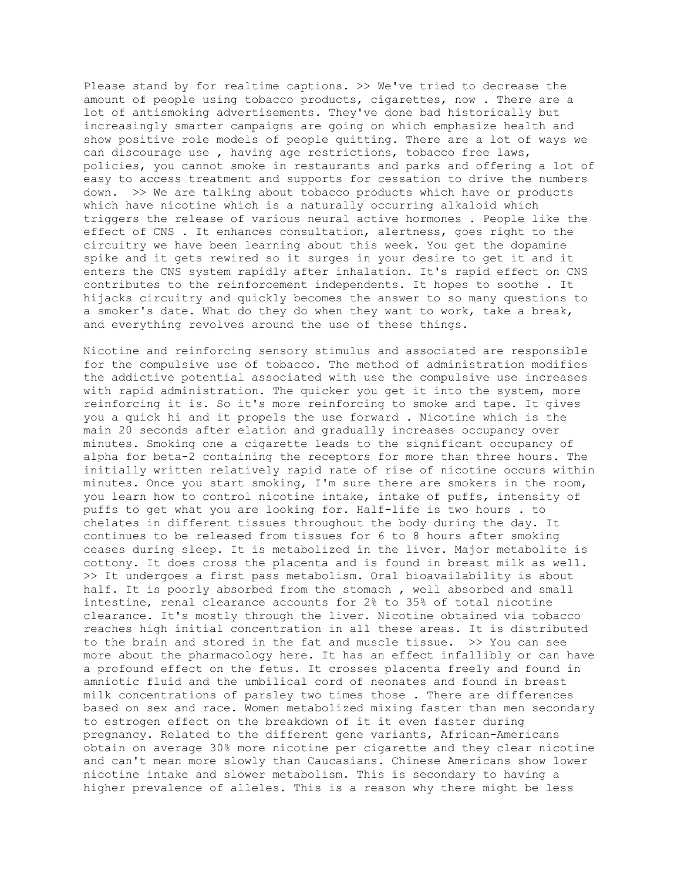Please stand by for realtime captions. >> We've tried to decrease the amount of people using tobacco products, cigarettes, now . There are a lot of antismoking advertisements. They've done bad historically but increasingly smarter campaigns are going on which emphasize health and show positive role models of people quitting. There are a lot of ways we can discourage use , having age restrictions, tobacco free laws, policies, you cannot smoke in restaurants and parks and offering a lot of easy to access treatment and supports for cessation to drive the numbers down. >> We are talking about tobacco products which have or products which have nicotine which is a naturally occurring alkaloid which triggers the release of various neural active hormones . People like the effect of CNS . It enhances consultation, alertness, goes right to the circuitry we have been learning about this week. You get the dopamine spike and it gets rewired so it surges in your desire to get it and it enters the CNS system rapidly after inhalation. It's rapid effect on CNS contributes to the reinforcement independents. It hopes to soothe . It hijacks circuitry and quickly becomes the answer to so many questions to a smoker's date. What do they do when they want to work, take a break, and everything revolves around the use of these things.

Nicotine and reinforcing sensory stimulus and associated are responsible for the compulsive use of tobacco. The method of administration modifies the addictive potential associated with use the compulsive use increases with rapid administration. The quicker you get it into the system, more reinforcing it is. So it's more reinforcing to smoke and tape. It gives you a quick hi and it propels the use forward . Nicotine which is the main 20 seconds after elation and gradually increases occupancy over minutes. Smoking one a cigarette leads to the significant occupancy of alpha for beta-2 containing the receptors for more than three hours. The initially written relatively rapid rate of rise of nicotine occurs within minutes. Once you start smoking, I'm sure there are smokers in the room, you learn how to control nicotine intake, intake of puffs, intensity of puffs to get what you are looking for. Half-life is two hours . to chelates in different tissues throughout the body during the day. It continues to be released from tissues for 6 to 8 hours after smoking ceases during sleep. It is metabolized in the liver. Major metabolite is cottony. It does cross the placenta and is found in breast milk as well. >> It undergoes a first pass metabolism. Oral bioavailability is about half. It is poorly absorbed from the stomach , well absorbed and small intestine, renal clearance accounts for 2% to 35% of total nicotine clearance. It's mostly through the liver. Nicotine obtained via tobacco reaches high initial concentration in all these areas. It is distributed to the brain and stored in the fat and muscle tissue. >> You can see more about the pharmacology here. It has an effect infallibly or can have a profound effect on the fetus. It crosses placenta freely and found in amniotic fluid and the umbilical cord of neonates and found in breast milk concentrations of parsley two times those . There are differences based on sex and race. Women metabolized mixing faster than men secondary to estrogen effect on the breakdown of it it even faster during pregnancy. Related to the different gene variants, African-Americans obtain on average 30% more nicotine per cigarette and they clear nicotine and can't mean more slowly than Caucasians. Chinese Americans show lower nicotine intake and slower metabolism. This is secondary to having a higher prevalence of alleles. This is a reason why there might be less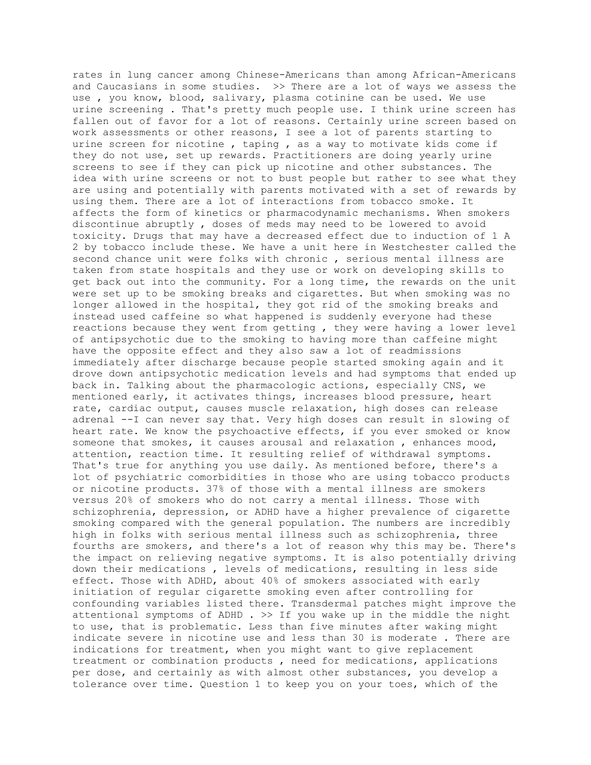rates in lung cancer among Chinese-Americans than among African-Americans and Caucasians in some studies. >> There are a lot of ways we assess the use , you know, blood, salivary, plasma cotinine can be used. We use urine screening . That's pretty much people use. I think urine screen has fallen out of favor for a lot of reasons. Certainly urine screen based on work assessments or other reasons, I see a lot of parents starting to urine screen for nicotine , taping , as a way to motivate kids come if they do not use, set up rewards. Practitioners are doing yearly urine screens to see if they can pick up nicotine and other substances. The idea with urine screens or not to bust people but rather to see what they are using and potentially with parents motivated with a set of rewards by using them. There are a lot of interactions from tobacco smoke. It affects the form of kinetics or pharmacodynamic mechanisms. When smokers discontinue abruptly , doses of meds may need to be lowered to avoid toxicity. Drugs that may have a decreased effect due to induction of 1 A 2 by tobacco include these. We have a unit here in Westchester called the second chance unit were folks with chronic , serious mental illness are taken from state hospitals and they use or work on developing skills to get back out into the community. For a long time, the rewards on the unit were set up to be smoking breaks and cigarettes. But when smoking was no longer allowed in the hospital, they got rid of the smoking breaks and instead used caffeine so what happened is suddenly everyone had these reactions because they went from getting , they were having a lower level of antipsychotic due to the smoking to having more than caffeine might have the opposite effect and they also saw a lot of readmissions immediately after discharge because people started smoking again and it drove down antipsychotic medication levels and had symptoms that ended up back in. Talking about the pharmacologic actions, especially CNS, we mentioned early, it activates things, increases blood pressure, heart rate, cardiac output, causes muscle relaxation, high doses can release adrenal --I can never say that. Very high doses can result in slowing of heart rate. We know the psychoactive effects, if you ever smoked or know someone that smokes, it causes arousal and relaxation , enhances mood, attention, reaction time. It resulting relief of withdrawal symptoms. That's true for anything you use daily. As mentioned before, there's a lot of psychiatric comorbidities in those who are using tobacco products or nicotine products. 37% of those with a mental illness are smokers versus 20% of smokers who do not carry a mental illness. Those with schizophrenia, depression, or ADHD have a higher prevalence of cigarette smoking compared with the general population. The numbers are incredibly high in folks with serious mental illness such as schizophrenia, three fourths are smokers, and there's a lot of reason why this may be. There's the impact on relieving negative symptoms. It is also potentially driving down their medications , levels of medications, resulting in less side effect. Those with ADHD, about 40% of smokers associated with early initiation of regular cigarette smoking even after controlling for confounding variables listed there. Transdermal patches might improve the attentional symptoms of ADHD . >> If you wake up in the middle the night to use, that is problematic. Less than five minutes after waking might indicate severe in nicotine use and less than 30 is moderate . There are indications for treatment, when you might want to give replacement treatment or combination products , need for medications, applications per dose, and certainly as with almost other substances, you develop a tolerance over time. Question 1 to keep you on your toes, which of the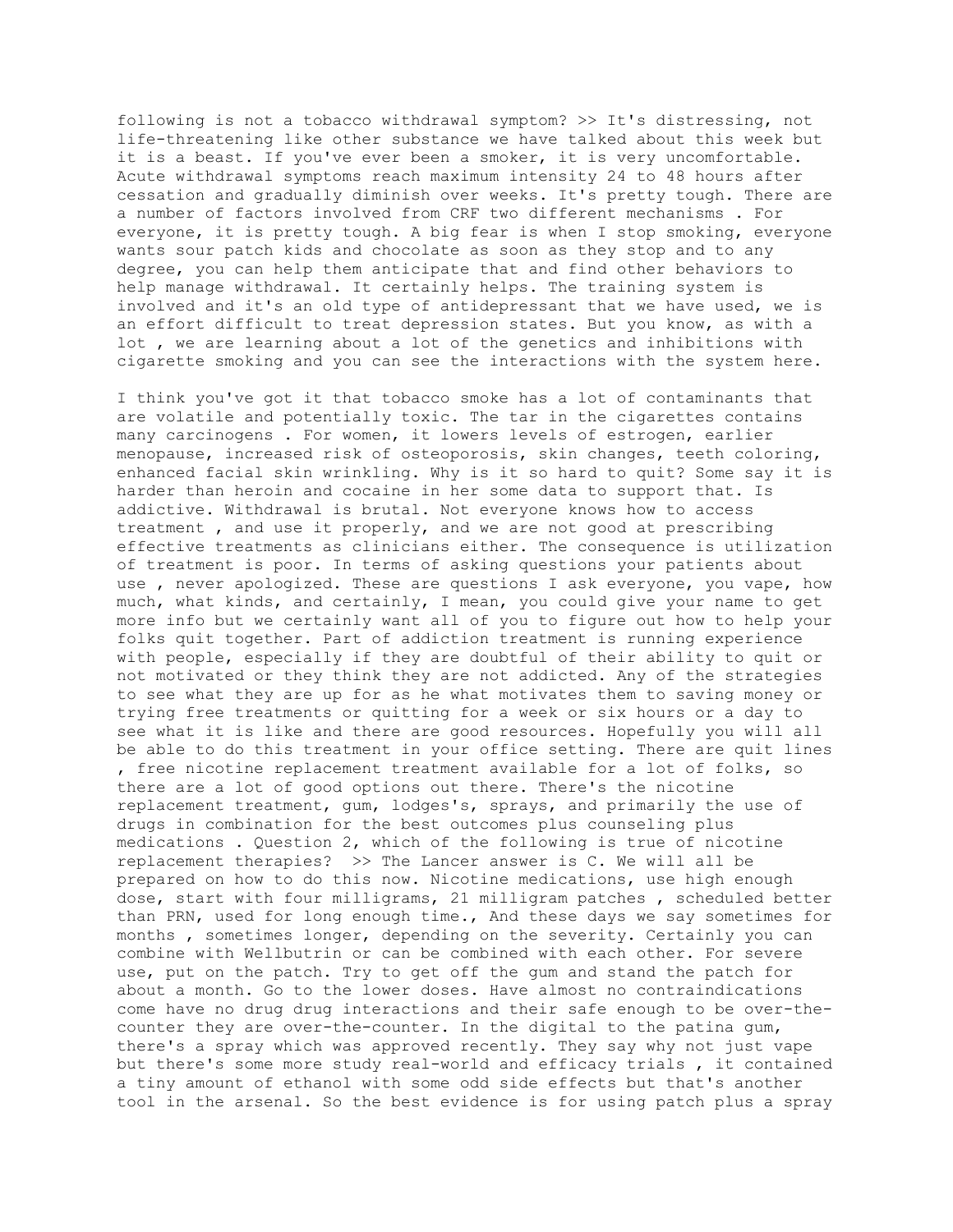following is not a tobacco withdrawal symptom? >> It's distressing, not life-threatening like other substance we have talked about this week but it is a beast. If you've ever been a smoker, it is very uncomfortable. Acute withdrawal symptoms reach maximum intensity 24 to 48 hours after cessation and gradually diminish over weeks. It's pretty tough. There are a number of factors involved from CRF two different mechanisms . For everyone, it is pretty tough. A big fear is when I stop smoking, everyone wants sour patch kids and chocolate as soon as they stop and to any degree, you can help them anticipate that and find other behaviors to help manage withdrawal. It certainly helps. The training system is involved and it's an old type of antidepressant that we have used, we is an effort difficult to treat depression states. But you know, as with a lot , we are learning about a lot of the genetics and inhibitions with cigarette smoking and you can see the interactions with the system here.

I think you've got it that tobacco smoke has a lot of contaminants that are volatile and potentially toxic. The tar in the cigarettes contains many carcinogens . For women, it lowers levels of estrogen, earlier menopause, increased risk of osteoporosis, skin changes, teeth coloring, enhanced facial skin wrinkling. Why is it so hard to quit? Some say it is harder than heroin and cocaine in her some data to support that. Is addictive. Withdrawal is brutal. Not everyone knows how to access treatment , and use it properly, and we are not good at prescribing effective treatments as clinicians either. The consequence is utilization of treatment is poor. In terms of asking questions your patients about use , never apologized. These are questions I ask everyone, you vape, how much, what kinds, and certainly, I mean, you could give your name to get more info but we certainly want all of you to figure out how to help your folks quit together. Part of addiction treatment is running experience with people, especially if they are doubtful of their ability to quit or not motivated or they think they are not addicted. Any of the strategies to see what they are up for as he what motivates them to saving money or trying free treatments or quitting for a week or six hours or a day to see what it is like and there are good resources. Hopefully you will all be able to do this treatment in your office setting. There are quit lines , free nicotine replacement treatment available for a lot of folks, so there are a lot of good options out there. There's the nicotine replacement treatment, gum, lodges's, sprays, and primarily the use of drugs in combination for the best outcomes plus counseling plus medications . Question 2, which of the following is true of nicotine replacement therapies? >> The Lancer answer is C. We will all be prepared on how to do this now. Nicotine medications, use high enough dose, start with four milligrams, 21 milligram patches , scheduled better than PRN, used for long enough time., And these days we say sometimes for months , sometimes longer, depending on the severity. Certainly you can combine with Wellbutrin or can be combined with each other. For severe use, put on the patch. Try to get off the gum and stand the patch for about a month. Go to the lower doses. Have almost no contraindications come have no drug drug interactions and their safe enough to be over-the-counter they are over-the-counter. In the digital to the patina gum, there's a spray which was approved recently. They say why not just vape but there's some more study real-world and efficacy trials , it contained a tiny amount of ethanol with some odd side effects but that's another tool in the arsenal. So the best evidence is for using patch plus a spray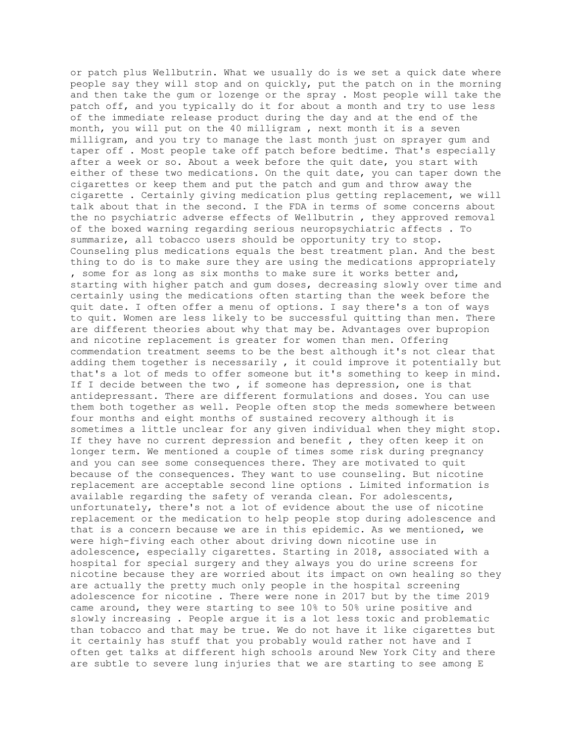or patch plus Wellbutrin. What we usually do is we set a quick date where people say they will stop and on quickly, put the patch on in the morning and then take the gum or lozenge or the spray . Most people will take the patch off, and you typically do it for about a month and try to use less of the immediate release product during the day and at the end of the month, you will put on the 40 milligram , next month it is a seven milligram, and you try to manage the last month just on sprayer gum and taper off . Most people take off patch before bedtime. That's especially after a week or so. About a week before the quit date, you start with either of these two medications. On the quit date, you can taper down the cigarettes or keep them and put the patch and gum and throw away the cigarette . Certainly giving medication plus getting replacement, we will talk about that in the second. I the FDA in terms of some concerns about the no psychiatric adverse effects of Wellbutrin , they approved removal of the boxed warning regarding serious neuropsychiatric affects . To summarize, all tobacco users should be opportunity try to stop. Counseling plus medications equals the best treatment plan. And the best thing to do is to make sure they are using the medications appropriately , some for as long as six months to make sure it works better and, starting with higher patch and gum doses, decreasing slowly over time and certainly using the medications often starting than the week before the quit date. I often offer a menu of options. I say there's a ton of ways to quit. Women are less likely to be successful quitting than men. There are different theories about why that may be. Advantages over bupropion and nicotine replacement is greater for women than men. Offering commendation treatment seems to be the best although it's not clear that adding them together is necessarily , it could improve it potentially but that's a lot of meds to offer someone but it's something to keep in mind. If I decide between the two , if someone has depression, one is that antidepressant. There are different formulations and doses. You can use them both together as well. People often stop the meds somewhere between four months and eight months of sustained recovery although it is sometimes a little unclear for any given individual when they might stop. If they have no current depression and benefit , they often keep it on longer term. We mentioned a couple of times some risk during pregnancy and you can see some consequences there. They are motivated to quit because of the consequences. They want to use counseling. But nicotine replacement are acceptable second line options . Limited information is available regarding the safety of veranda clean. For adolescents, unfortunately, there's not a lot of evidence about the use of nicotine replacement or the medication to help people stop during adolescence and that is a concern because we are in this epidemic. As we mentioned, we were high-fiving each other about driving down nicotine use in adolescence, especially cigarettes. Starting in 2018, associated with a hospital for special surgery and they always you do urine screens for nicotine because they are worried about its impact on own healing so they are actually the pretty much only people in the hospital screening adolescence for nicotine . There were none in 2017 but by the time 2019 came around, they were starting to see 10% to 50% urine positive and slowly increasing . People argue it is a lot less toxic and problematic than tobacco and that may be true. We do not have it like cigarettes but it certainly has stuff that you probably would rather not have and I often get talks at different high schools around New York City and there are subtle to severe lung injuries that we are starting to see among E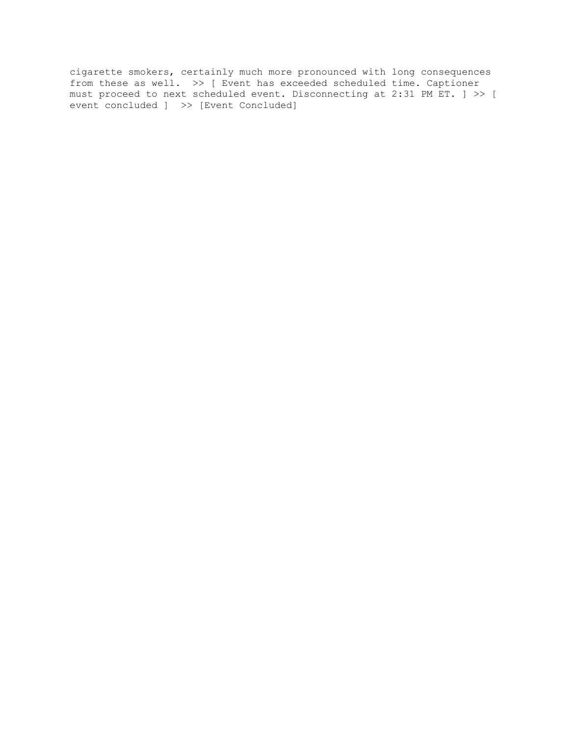cigarette smokers, certainly much more pronounced with long consequences from these as well. >> [ Event has exceeded scheduled time. Captioner must proceed to next scheduled event. Disconnecting at 2:31 PM ET. ] >> [ event concluded ] >> [Event Concluded]